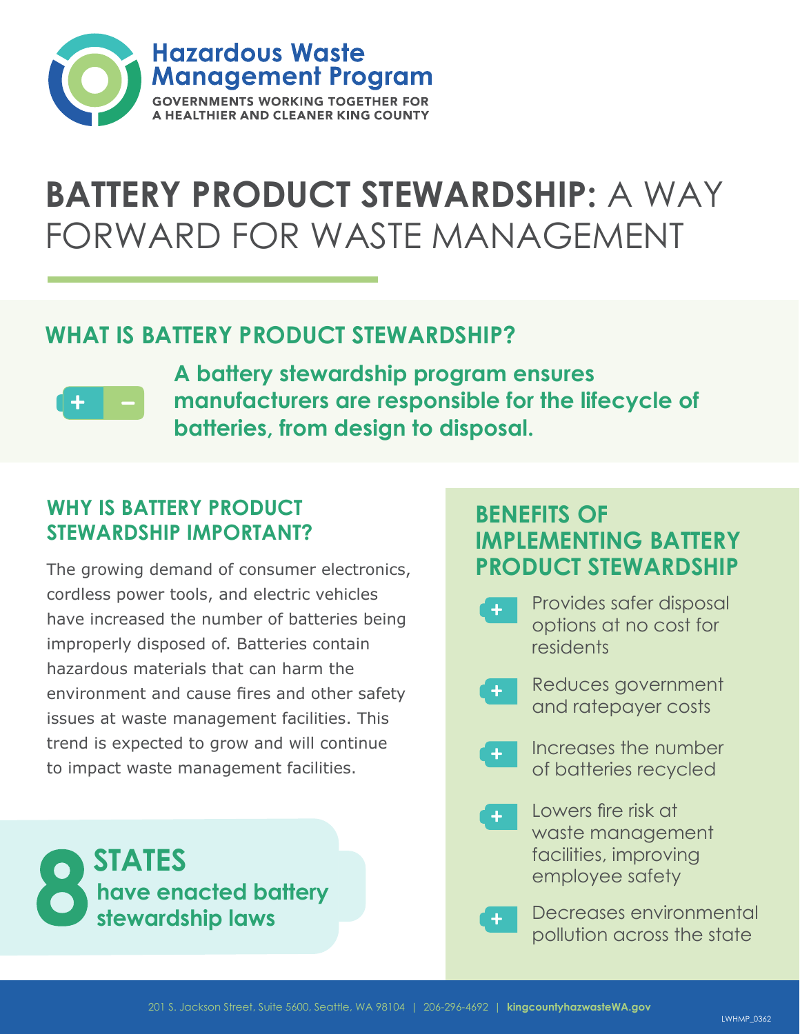**Hazardous Waste Management Program**

GOVERNMENTS WORKING TOGETHER FOR A HEALTHIER AND CLEANER KING COUNTY

# BATTERY PRODUCT STEWARDSHIP: A WAY FORWARD FOR WASTE MANAGEMENT

## WHAT IS BATTERY PRODUCT STEWARDSHIP?

**A battery stewardship program ensures manufacturers are responsible for the lifecycle of batteries, from design to disposal.**

## WHY IS BATTERY PRODUCT STEWARDSHIP IMPORTANT?

The growing demand of consumer electronics, cordless power tools, and electric vehicles have increased the number of batteries being improperly disposed of. Batteries contain hazardous materials that can harm the environment and cause fires and other safety issues at waste management facilities. This trend is expected to grow and will continue to impact waste management facilities.

**8 STATES have enacted battery stewardship laws**

## BENEFITS OF IMPLEMENTING BATTERY PRODUCT STEWARDSHIP

- Provides safer disposal options at no cost for residents
- Reduces government and ratepayer costs
- Increases the number of batteries recycled
- Lowers fire risk at waste management facilities, improving employee safety
- Decreases environmental pollution across the state

201 S. Jackson Street, Suite 5600, Seattle, WA 98104 | 206-296-4692 | **kingcountyhazwasteWA.gov**

LWHMP_0362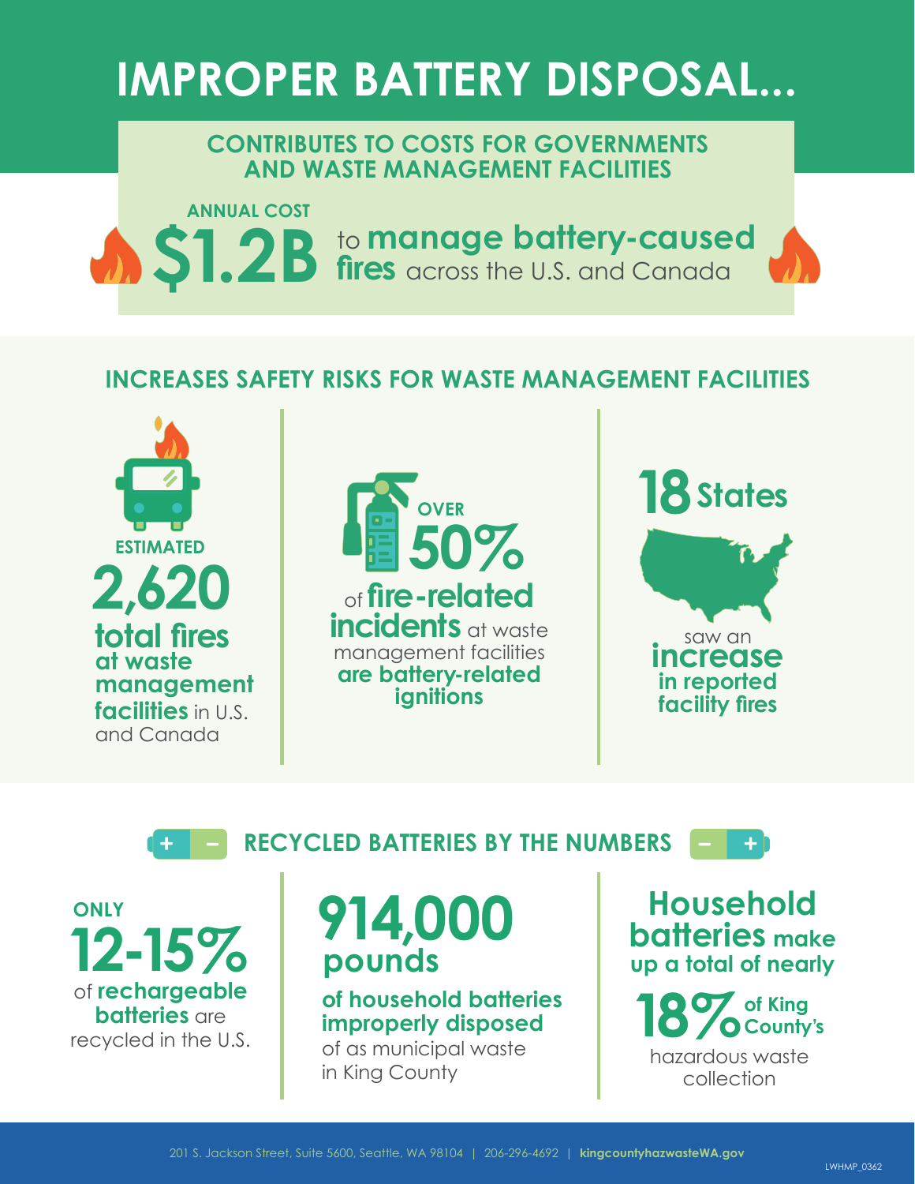# IMPROPER BATTERY DISPOSAL...

## CONTRIBUTES TO COSTS FOR GOVERNMENTS AND WASTE MANAGEMENT FACILITIES

ANNUAL COST

**$1.2B** to **manage battery-caused fires** across the U.S. and Canada

## INCREASES SAFETY RISKS FOR WASTE MANAGEMENT FACILITIES

ESTIMATED **2,620 total fires at waste management facilities** in U.S. and Canada

**OVER 50%** of **fire-related incidents** at waste management facilities **are battery-related ignitions**

**18 States** saw an **increase in reported facility fires**

## RECYCLED BATTERIES BY THE NUMBERS

**ONLY 12-15%** of **rechargeable batteries** are recycled in the U.S.

**914,000 pounds of household batteries improperly disposed** of as municipal waste in King County

**Household batteries** make up a total of nearly **18%** of King County's hazardous waste collection

201 S. Jackson Street, Suite 5600, Seattle, WA 98104 | 206-296-4692 | **kingcountyhazwasteWA.gov**

LWHMP_0362